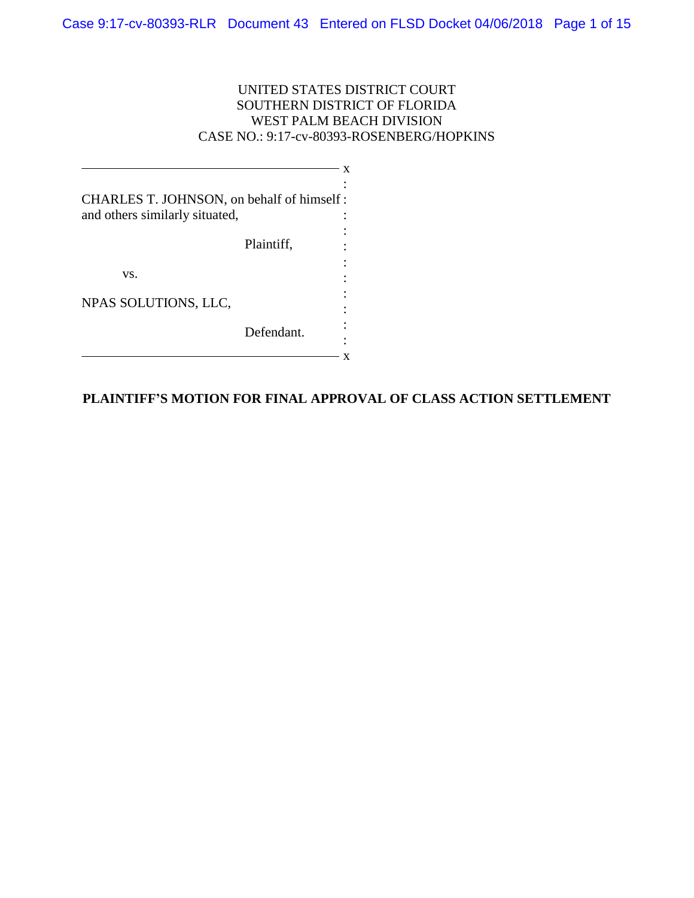UNITED STATES DISTRICT COURT
SOUTHERN DISTRICT OF FLORIDA
WEST PALM BEACH DIVISION
CASE NO.: 9:17-cv-80393-ROSENBERG/HOPKINS

CHARLES T. JOHNSON, on behalf of himself and others similarly situated,

Plaintiff,

vs.

NPAS SOLUTIONS, LLC,

Defendant.

**PLAINTIFF'S MOTION FOR FINAL APPROVAL OF CLASS ACTION SETTLEMENT**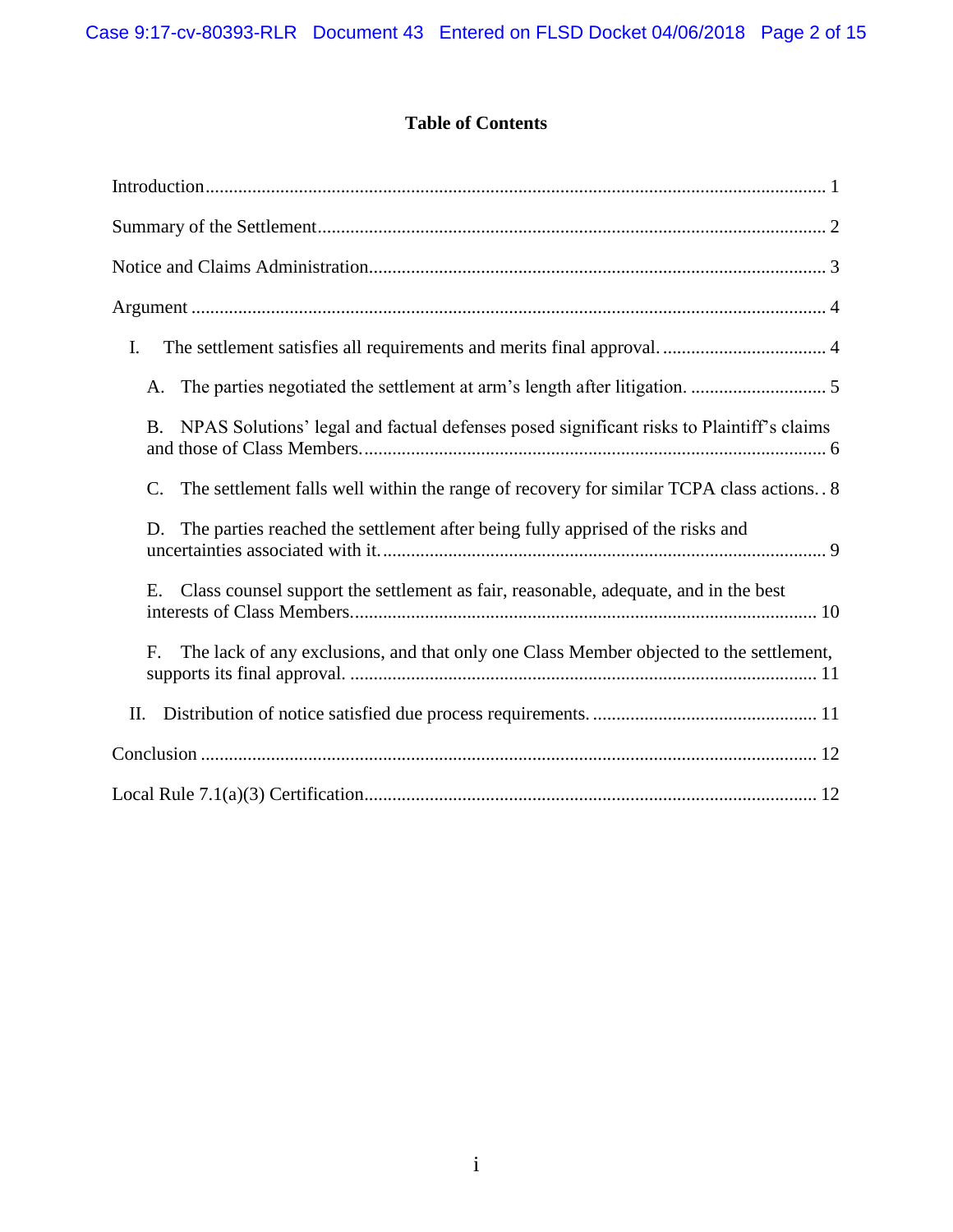**Table of Contents**

Introduction .................................................................................................................. 1

Summary of the Settlement ........................................................................................... 2

Notice and Claims Administration ................................................................................ 3

Argument ..................................................................................................................... 4

I. The settlement satisfies all requirements and merits final approval. ................................... 4

A. The parties negotiated the settlement at arm's length after litigation. ............................. 5

B. NPAS Solutions' legal and factual defenses posed significant risks to Plaintiff's claims and those of Class Members. ................................................................................................ 6

C. The settlement falls well within the range of recovery for similar TCPA class actions. . 8

D. The parties reached the settlement after being fully apprised of the risks and uncertainties associated with it. ................................................................................................ 9

E. Class counsel support the settlement as fair, reasonable, adequate, and in the best interests of Class Members. ................................................................................................ 10

F. The lack of any exclusions, and that only one Class Member objected to the settlement, supports its final approval. ................................................................................................ 11

II. Distribution of notice satisfied due process requirements. ................................................ 11

Conclusion ................................................................................................................... 12

Local Rule 7.1(a)(3) Certification ................................................................................ 12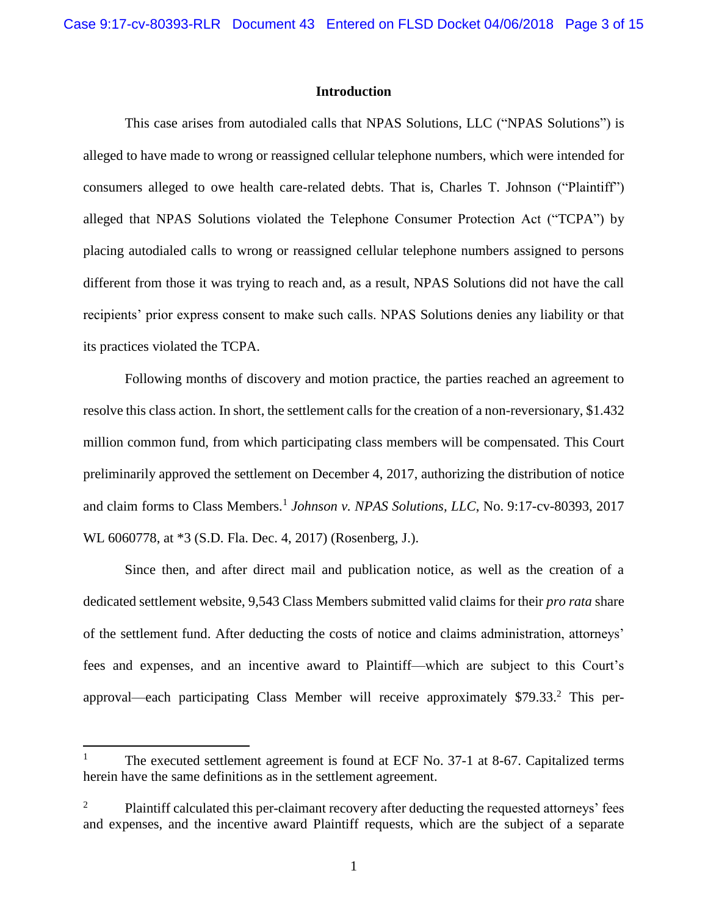## Introduction

This case arises from autodialed calls that NPAS Solutions, LLC ("NPAS Solutions") is alleged to have made to wrong or reassigned cellular telephone numbers, which were intended for consumers alleged to owe health care-related debts. That is, Charles T. Johnson ("Plaintiff") alleged that NPAS Solutions violated the Telephone Consumer Protection Act ("TCPA") by placing autodialed calls to wrong or reassigned cellular telephone numbers assigned to persons different from those it was trying to reach and, as a result, NPAS Solutions did not have the call recipients' prior express consent to make such calls. NPAS Solutions denies any liability or that its practices violated the TCPA.

Following months of discovery and motion practice, the parties reached an agreement to resolve this class action. In short, the settlement calls for the creation of a non-reversionary, $1.432 million common fund, from which participating class members will be compensated. This Court preliminarily approved the settlement on December 4, 2017, authorizing the distribution of notice and claim forms to Class Members.[1] *Johnson v. NPAS Solutions, LLC*, No. 9:17-cv-80393, 2017 WL 6060778, at *3 (S.D. Fla. Dec. 4, 2017) (Rosenberg, J.).

Since then, and after direct mail and publication notice, as well as the creation of a dedicated settlement website, 9,543 Class Members submitted valid claims for their *pro rata* share of the settlement fund. After deducting the costs of notice and claims administration, attorneys' fees and expenses, and an incentive award to Plaintiff—which are subject to this Court's approval—each participating Class Member will receive approximately $79.33.[2] This per-

---

[1] The executed settlement agreement is found at ECF No. 37-1 at 8-67. Capitalized terms herein have the same definitions as in the settlement agreement.

[2] Plaintiff calculated this per-claimant recovery after deducting the requested attorneys' fees and expenses, and the incentive award Plaintiff requests, which are the subject of a separate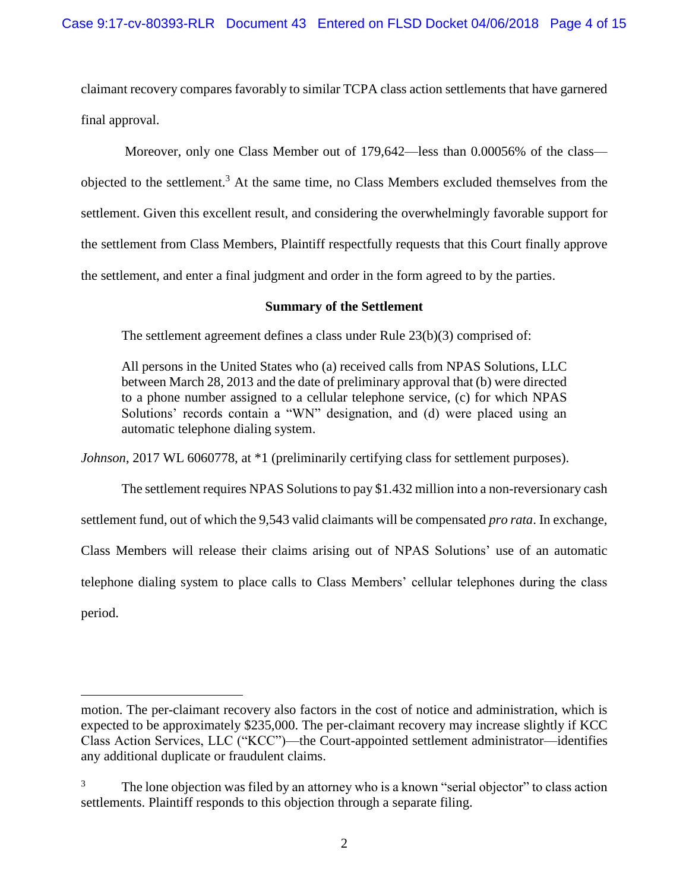claimant recovery compares favorably to similar TCPA class action settlements that have garnered final approval.

Moreover, only one Class Member out of 179,642—less than 0.00056% of the class—objected to the settlement.[3] At the same time, no Class Members excluded themselves from the settlement. Given this excellent result, and considering the overwhelmingly favorable support for the settlement from Class Members, Plaintiff respectfully requests that this Court finally approve the settlement, and enter a final judgment and order in the form agreed to by the parties.

**Summary of the Settlement**

The settlement agreement defines a class under Rule 23(b)(3) comprised of:

> All persons in the United States who (a) received calls from NPAS Solutions, LLC between March 28, 2013 and the date of preliminary approval that (b) were directed to a phone number assigned to a cellular telephone service, (c) for which NPAS Solutions' records contain a "WN" designation, and (d) were placed using an automatic telephone dialing system.

*Johnson*, 2017 WL 6060778, at *1 (preliminarily certifying class for settlement purposes).

The settlement requires NPAS Solutions to pay $1.432 million into a non-reversionary cash settlement fund, out of which the 9,543 valid claimants will be compensated *pro rata*. In exchange, Class Members will release their claims arising out of NPAS Solutions' use of an automatic telephone dialing system to place calls to Class Members' cellular telephones during the class period.

---

motion. The per-claimant recovery also factors in the cost of notice and administration, which is expected to be approximately $235,000. The per-claimant recovery may increase slightly if KCC Class Action Services, LLC ("KCC")—the Court-appointed settlement administrator—identifies any additional duplicate or fraudulent claims.

[3] The lone objection was filed by an attorney who is a known "serial objector" to class action settlements. Plaintiff responds to this objection through a separate filing.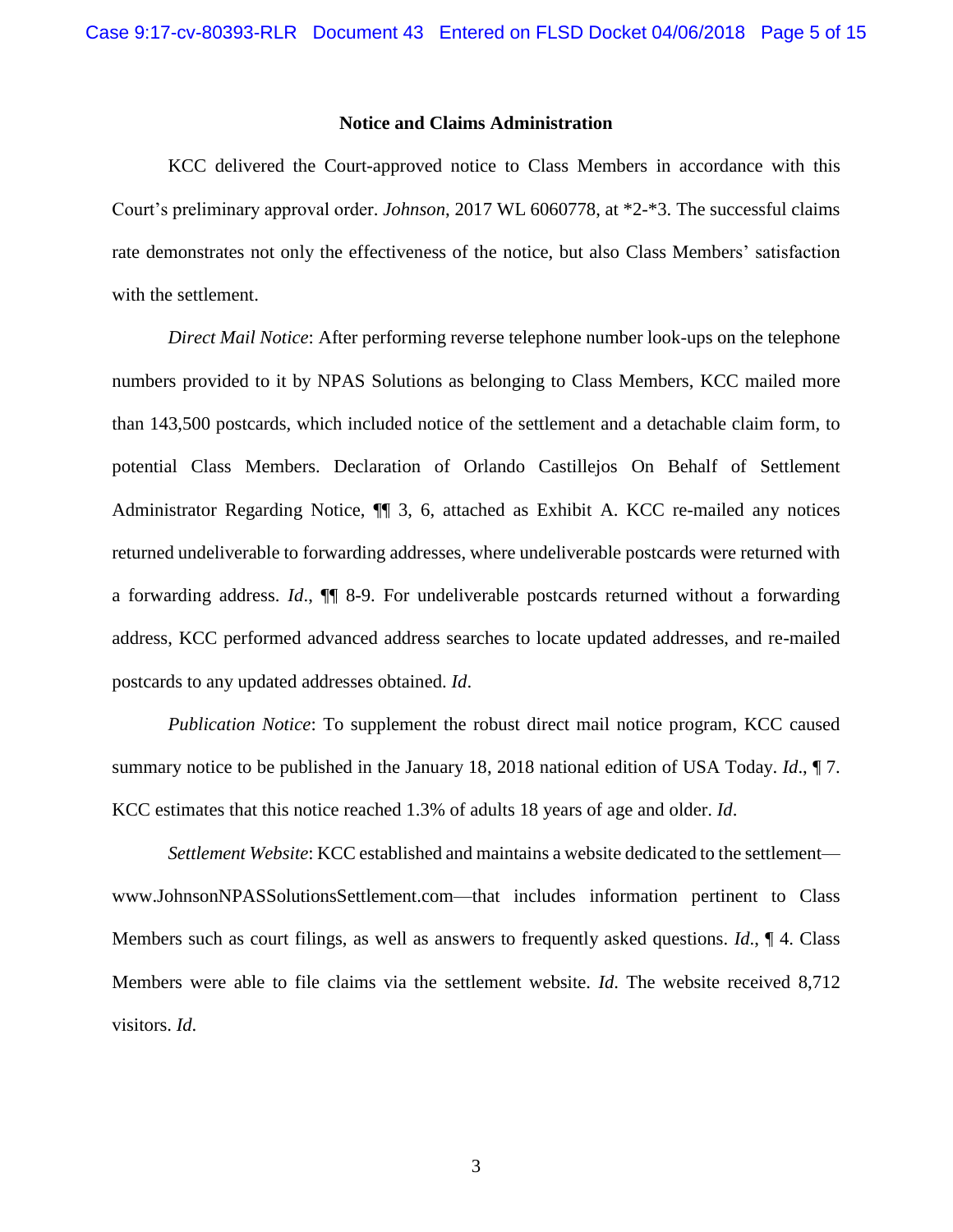**Notice and Claims Administration**

KCC delivered the Court-approved notice to Class Members in accordance with this Court's preliminary approval order. *Johnson*, 2017 WL 6060778, at *2-*3. The successful claims rate demonstrates not only the effectiveness of the notice, but also Class Members' satisfaction with the settlement.

*Direct Mail Notice*: After performing reverse telephone number look-ups on the telephone numbers provided to it by NPAS Solutions as belonging to Class Members, KCC mailed more than 143,500 postcards, which included notice of the settlement and a detachable claim form, to potential Class Members. Declaration of Orlando Castillejos On Behalf of Settlement Administrator Regarding Notice, ¶¶ 3, 6, attached as Exhibit A. KCC re-mailed any notices returned undeliverable to forwarding addresses, where undeliverable postcards were returned with a forwarding address. *Id*., ¶¶ 8-9. For undeliverable postcards returned without a forwarding address, KCC performed advanced address searches to locate updated addresses, and re-mailed postcards to any updated addresses obtained. *Id*.

*Publication Notice*: To supplement the robust direct mail notice program, KCC caused summary notice to be published in the January 18, 2018 national edition of USA Today. *Id*., ¶ 7. KCC estimates that this notice reached 1.3% of adults 18 years of age and older. *Id*.

*Settlement Website*: KCC established and maintains a website dedicated to the settlement—www.JohnsonNPASSolutionsSettlement.com—that includes information pertinent to Class Members such as court filings, as well as answers to frequently asked questions. *Id*., ¶ 4. Class Members were able to file claims via the settlement website. *Id*. The website received 8,712 visitors. *Id*.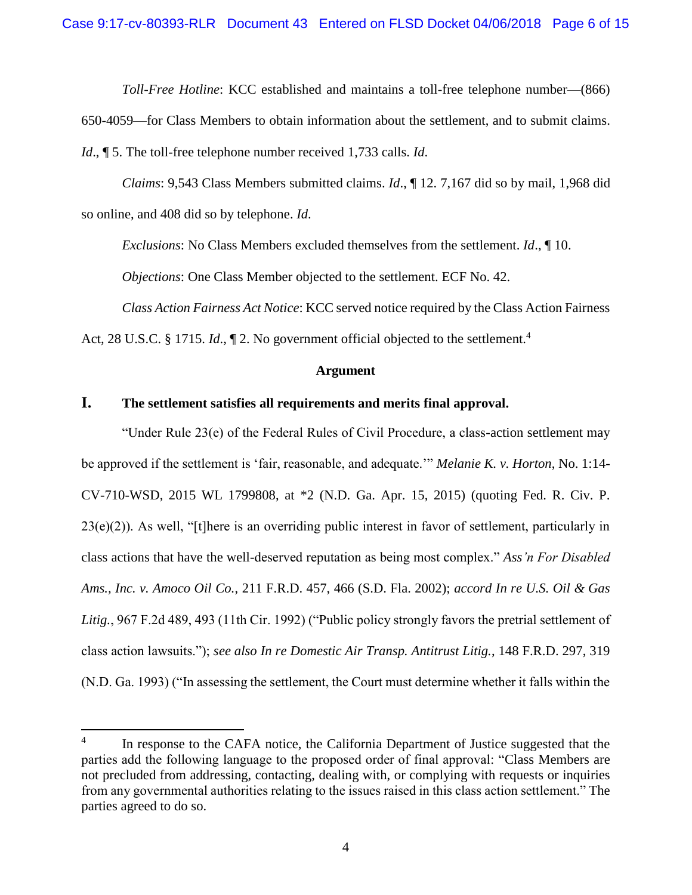*Toll-Free Hotline*: KCC established and maintains a toll-free telephone number—(866) 650-4059—for Class Members to obtain information about the settlement, and to submit claims. *Id*., ¶ 5. The toll-free telephone number received 1,733 calls. *Id.*

*Claims*: 9,543 Class Members submitted claims. *Id*., ¶ 12. 7,167 did so by mail, 1,968 did so online, and 408 did so by telephone. *Id.*

*Exclusions*: No Class Members excluded themselves from the settlement. *Id*., ¶ 10.

*Objections*: One Class Member objected to the settlement. ECF No. 42.

*Class Action Fairness Act Notice*: KCC served notice required by the Class Action Fairness Act, 28 U.S.C. § 1715. *Id*., ¶ 2. No government official objected to the settlement.[4]

## Argument

### I. The settlement satisfies all requirements and merits final approval.

"Under Rule 23(e) of the Federal Rules of Civil Procedure, a class-action settlement may be approved if the settlement is 'fair, reasonable, and adequate.'" *Melanie K. v. Horton*, No. 1:14-CV-710-WSD, 2015 WL 1799808, at *2 (N.D. Ga. Apr. 15, 2015) (quoting Fed. R. Civ. P. 23(e)(2)). As well, "[t]here is an overriding public interest in favor of settlement, particularly in class actions that have the well-deserved reputation as being most complex." *Ass'n For Disabled Ams., Inc. v. Amoco Oil Co.*, 211 F.R.D. 457, 466 (S.D. Fla. 2002); *accord In re U.S. Oil & Gas Litig.*, 967 F.2d 489, 493 (11th Cir. 1992) ("Public policy strongly favors the pretrial settlement of class action lawsuits."); *see also In re Domestic Air Transp. Antitrust Litig.*, 148 F.R.D. 297, 319 (N.D. Ga. 1993) ("In assessing the settlement, the Court must determine whether it falls within the

---

[4] In response to the CAFA notice, the California Department of Justice suggested that the parties add the following language to the proposed order of final approval: "Class Members are not precluded from addressing, contacting, dealing with, or complying with requests or inquiries from any governmental authorities relating to the issues raised in this class action settlement." The parties agreed to do so.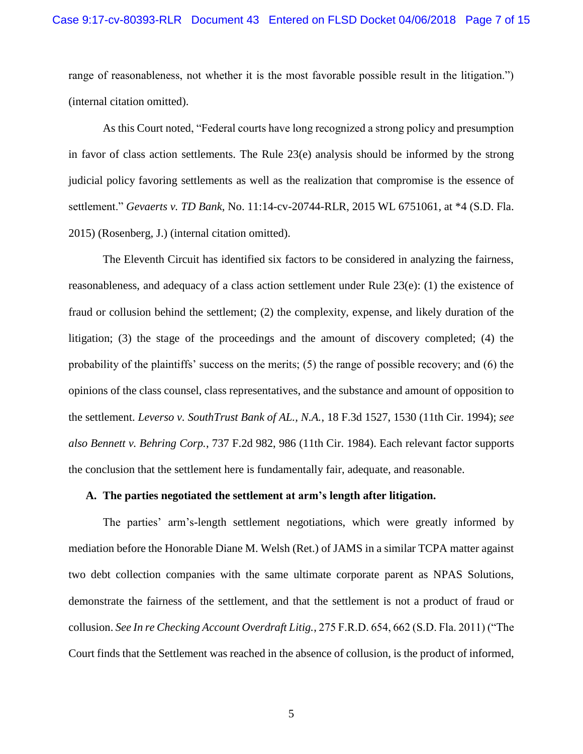range of reasonableness, not whether it is the most favorable possible result in the litigation.") (internal citation omitted).

As this Court noted, "Federal courts have long recognized a strong policy and presumption in favor of class action settlements. The Rule 23(e) analysis should be informed by the strong judicial policy favoring settlements as well as the realization that compromise is the essence of settlement." *Gevaerts v. TD Bank*, No. 11:14-cv-20744-RLR, 2015 WL 6751061, at *4 (S.D. Fla. 2015) (Rosenberg, J.) (internal citation omitted).

The Eleventh Circuit has identified six factors to be considered in analyzing the fairness, reasonableness, and adequacy of a class action settlement under Rule 23(e): (1) the existence of fraud or collusion behind the settlement; (2) the complexity, expense, and likely duration of the litigation; (3) the stage of the proceedings and the amount of discovery completed; (4) the probability of the plaintiffs' success on the merits; (5) the range of possible recovery; and (6) the opinions of the class counsel, class representatives, and the substance and amount of opposition to the settlement. *Leverso v. SouthTrust Bank of AL., N.A.*, 18 F.3d 1527, 1530 (11th Cir. 1994); *see also Bennett v. Behring Corp.*, 737 F.2d 982, 986 (11th Cir. 1984). Each relevant factor supports the conclusion that the settlement here is fundamentally fair, adequate, and reasonable.

**A. The parties negotiated the settlement at arm's length after litigation.**

The parties' arm's-length settlement negotiations, which were greatly informed by mediation before the Honorable Diane M. Welsh (Ret.) of JAMS in a similar TCPA matter against two debt collection companies with the same ultimate corporate parent as NPAS Solutions, demonstrate the fairness of the settlement, and that the settlement is not a product of fraud or collusion. *See In re Checking Account Overdraft Litig.*, 275 F.R.D. 654, 662 (S.D. Fla. 2011) ("The Court finds that the Settlement was reached in the absence of collusion, is the product of informed,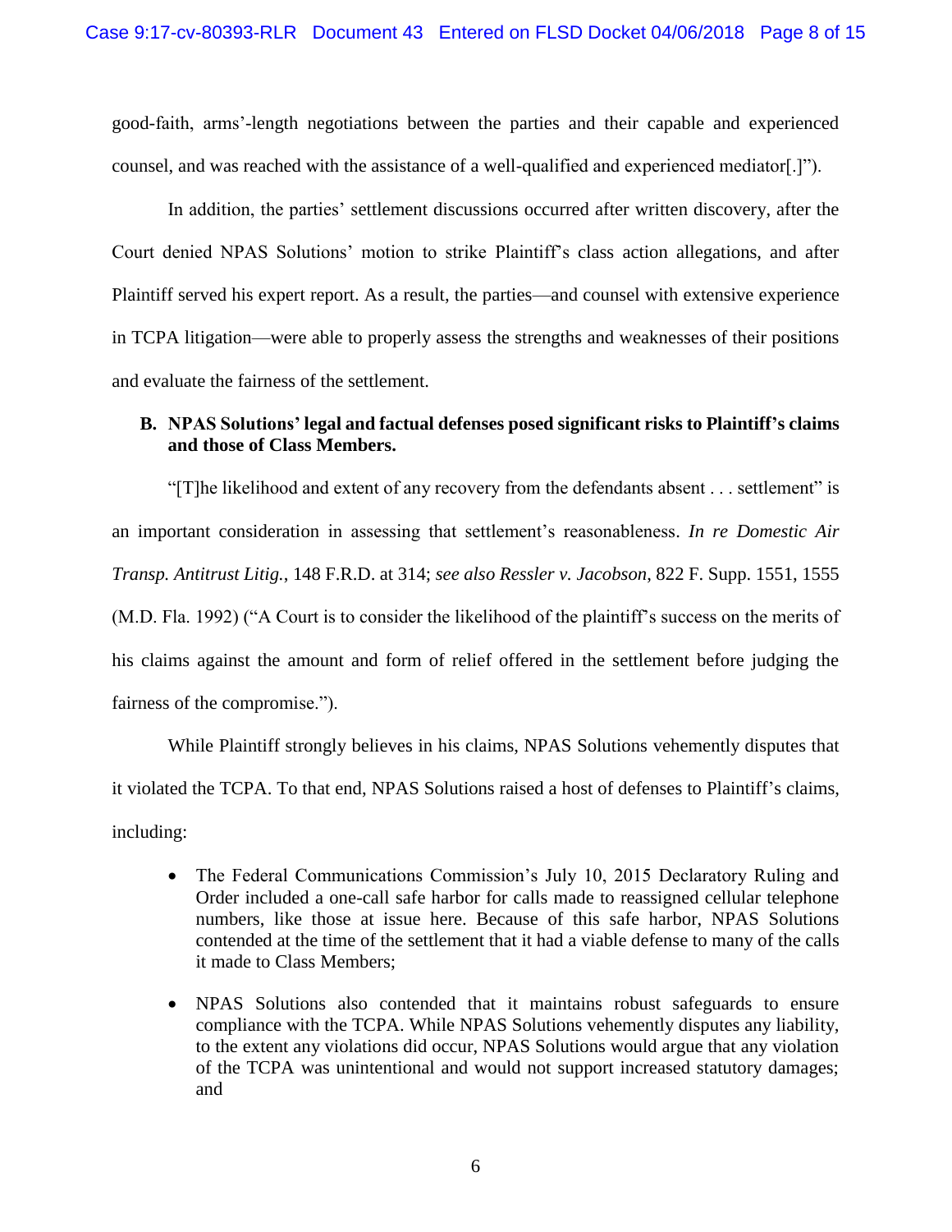good-faith, arms'-length negotiations between the parties and their capable and experienced counsel, and was reached with the assistance of a well-qualified and experienced mediator[.]").

In addition, the parties' settlement discussions occurred after written discovery, after the Court denied NPAS Solutions' motion to strike Plaintiff's class action allegations, and after Plaintiff served his expert report. As a result, the parties—and counsel with extensive experience in TCPA litigation—were able to properly assess the strengths and weaknesses of their positions and evaluate the fairness of the settlement.

**B. NPAS Solutions' legal and factual defenses posed significant risks to Plaintiff's claims and those of Class Members.**

"[T]he likelihood and extent of any recovery from the defendants absent . . . settlement" is an important consideration in assessing that settlement's reasonableness. *In re Domestic Air Transp. Antitrust Litig.*, 148 F.R.D. at 314; *see also Ressler v. Jacobson*, 822 F. Supp. 1551, 1555 (M.D. Fla. 1992) ("A Court is to consider the likelihood of the plaintiff's success on the merits of his claims against the amount and form of relief offered in the settlement before judging the fairness of the compromise.").

While Plaintiff strongly believes in his claims, NPAS Solutions vehemently disputes that it violated the TCPA. To that end, NPAS Solutions raised a host of defenses to Plaintiff's claims, including:

- The Federal Communications Commission's July 10, 2015 Declaratory Ruling and Order included a one-call safe harbor for calls made to reassigned cellular telephone numbers, like those at issue here. Because of this safe harbor, NPAS Solutions contended at the time of the settlement that it had a viable defense to many of the calls it made to Class Members;
- NPAS Solutions also contended that it maintains robust safeguards to ensure compliance with the TCPA. While NPAS Solutions vehemently disputes any liability, to the extent any violations did occur, NPAS Solutions would argue that any violation of the TCPA was unintentional and would not support increased statutory damages; and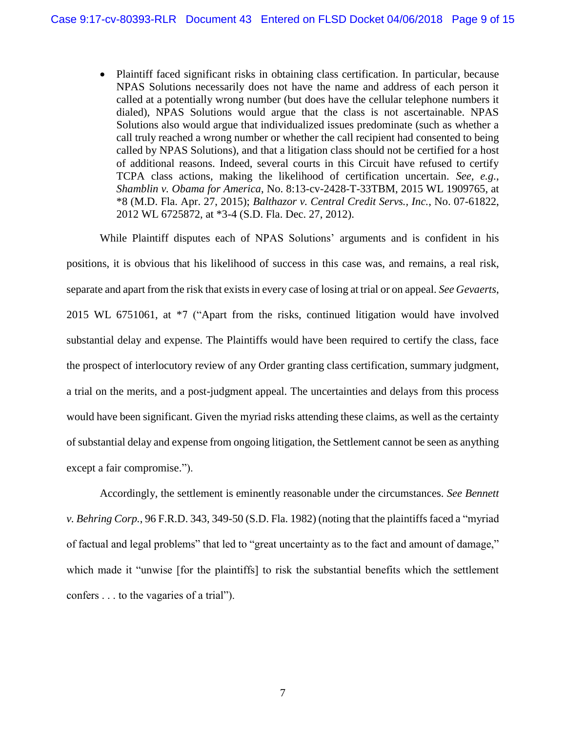- Plaintiff faced significant risks in obtaining class certification. In particular, because NPAS Solutions necessarily does not have the name and address of each person it called at a potentially wrong number (but does have the cellular telephone numbers it dialed), NPAS Solutions would argue that the class is not ascertainable. NPAS Solutions also would argue that individualized issues predominate (such as whether a call truly reached a wrong number or whether the call recipient had consented to being called by NPAS Solutions), and that a litigation class should not be certified for a host of additional reasons. Indeed, several courts in this Circuit have refused to certify TCPA class actions, making the likelihood of certification uncertain. *See, e.g.*, *Shamblin v. Obama for America*, No. 8:13-cv-2428-T-33TBM, 2015 WL 1909765, at *8 (M.D. Fla. Apr. 27, 2015); *Balthazor v. Central Credit Servs., Inc.*, No. 07-61822, 2012 WL 6725872, at *3-4 (S.D. Fla. Dec. 27, 2012).

While Plaintiff disputes each of NPAS Solutions' arguments and is confident in his positions, it is obvious that his likelihood of success in this case was, and remains, a real risk, separate and apart from the risk that exists in every case of losing at trial or on appeal. *See Gevaerts*, 2015 WL 6751061, at *7 ("Apart from the risks, continued litigation would have involved substantial delay and expense. The Plaintiffs would have been required to certify the class, face the prospect of interlocutory review of any Order granting class certification, summary judgment, a trial on the merits, and a post-judgment appeal. The uncertainties and delays from this process would have been significant. Given the myriad risks attending these claims, as well as the certainty of substantial delay and expense from ongoing litigation, the Settlement cannot be seen as anything except a fair compromise.").

Accordingly, the settlement is eminently reasonable under the circumstances. *See Bennett v. Behring Corp.*, 96 F.R.D. 343, 349-50 (S.D. Fla. 1982) (noting that the plaintiffs faced a "myriad of factual and legal problems" that led to "great uncertainty as to the fact and amount of damage," which made it "unwise [for the plaintiffs] to risk the substantial benefits which the settlement confers . . . to the vagaries of a trial").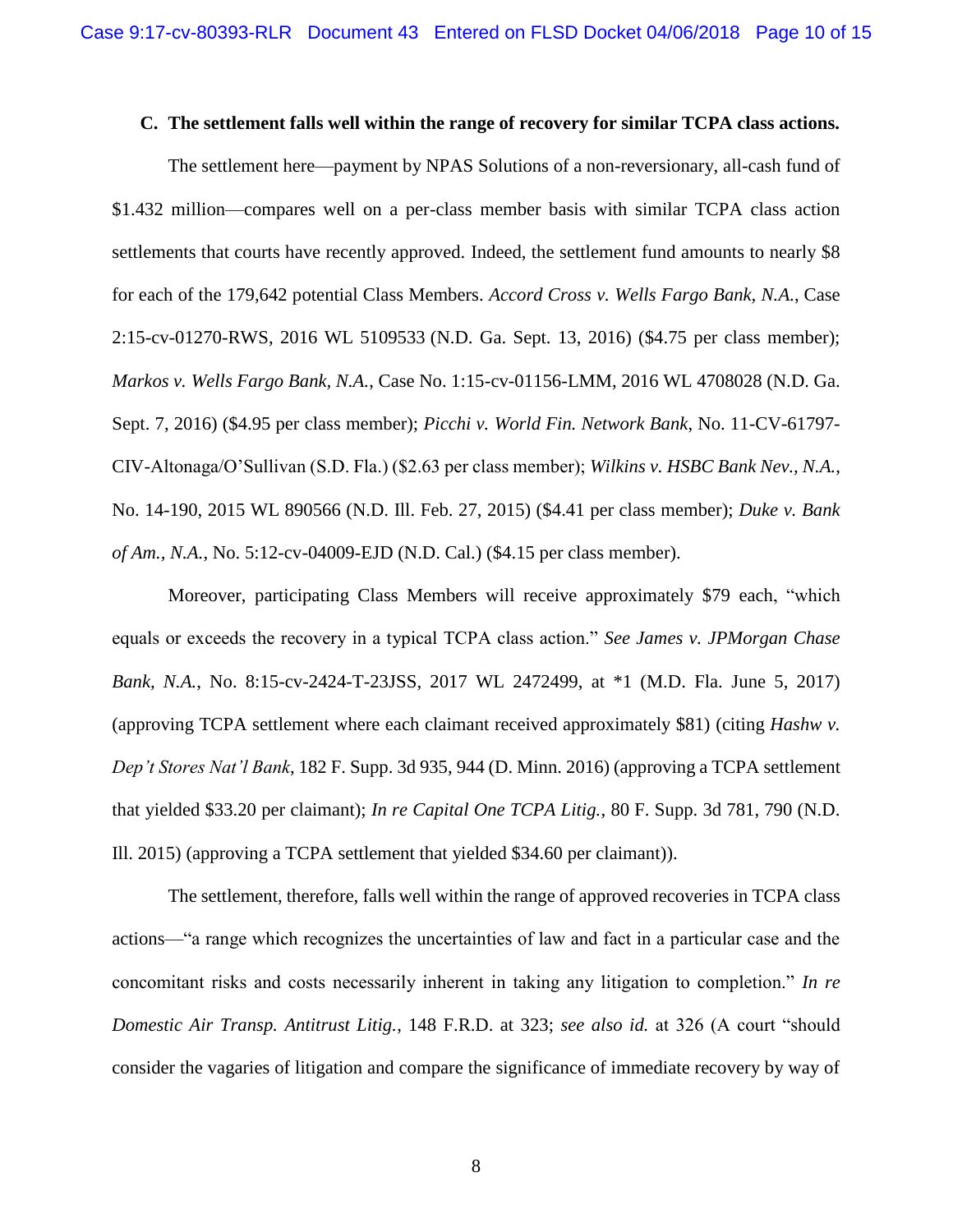### C. The settlement falls well within the range of recovery for similar TCPA class actions.

The settlement here—payment by NPAS Solutions of a non-reversionary, all-cash fund of $1.432 million—compares well on a per-class member basis with similar TCPA class action settlements that courts have recently approved. Indeed, the settlement fund amounts to nearly $8 for each of the 179,642 potential Class Members. *Accord Cross v. Wells Fargo Bank, N.A.*, Case 2:15-cv-01270-RWS, 2016 WL 5109533 (N.D. Ga. Sept. 13, 2016) ($4.75 per class member); *Markos v. Wells Fargo Bank, N.A.*, Case No. 1:15-cv-01156-LMM, 2016 WL 4708028 (N.D. Ga. Sept. 7, 2016) ($4.95 per class member); *Picchi v. World Fin. Network Bank*, No. 11-CV-61797-CIV-Altonaga/O'Sullivan (S.D. Fla.) ($2.63 per class member); *Wilkins v. HSBC Bank Nev., N.A.*, No. 14-190, 2015 WL 890566 (N.D. Ill. Feb. 27, 2015) ($4.41 per class member); *Duke v. Bank of Am., N.A.*, No. 5:12-cv-04009-EJD (N.D. Cal.) ($4.15 per class member).

Moreover, participating Class Members will receive approximately $79 each, "which equals or exceeds the recovery in a typical TCPA class action." *See James v. JPMorgan Chase Bank, N.A.*, No. 8:15-cv-2424-T-23JSS, 2017 WL 2472499, at *1 (M.D. Fla. June 5, 2017) (approving TCPA settlement where each claimant received approximately $81) (citing *Hashw v. Dep't Stores Nat'l Bank*, 182 F. Supp. 3d 935, 944 (D. Minn. 2016) (approving a TCPA settlement that yielded $33.20 per claimant); *In re Capital One TCPA Litig.*, 80 F. Supp. 3d 781, 790 (N.D. Ill. 2015) (approving a TCPA settlement that yielded $34.60 per claimant)).

The settlement, therefore, falls well within the range of approved recoveries in TCPA class actions—"a range which recognizes the uncertainties of law and fact in a particular case and the concomitant risks and costs necessarily inherent in taking any litigation to completion." *In re Domestic Air Transp. Antitrust Litig.*, 148 F.R.D. at 323; *see also id.* at 326 (A court "should consider the vagaries of litigation and compare the significance of immediate recovery by way of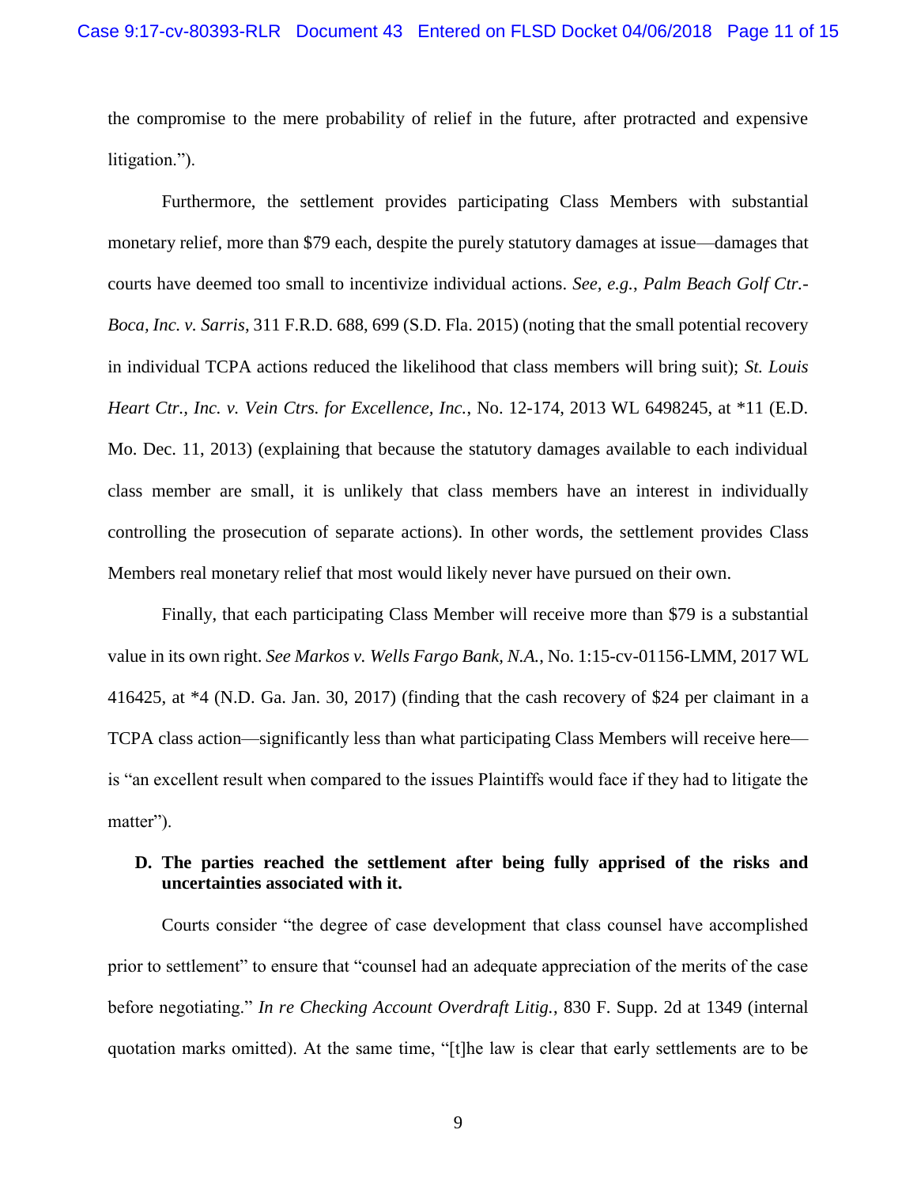the compromise to the mere probability of relief in the future, after protracted and expensive litigation.").

Furthermore, the settlement provides participating Class Members with substantial monetary relief, more than $79 each, despite the purely statutory damages at issue—damages that courts have deemed too small to incentivize individual actions. *See, e.g.*, *Palm Beach Golf Ctr.-Boca, Inc. v. Sarris*, 311 F.R.D. 688, 699 (S.D. Fla. 2015) (noting that the small potential recovery in individual TCPA actions reduced the likelihood that class members will bring suit); *St. Louis Heart Ctr., Inc. v. Vein Ctrs. for Excellence, Inc.*, No. 12-174, 2013 WL 6498245, at *11 (E.D. Mo. Dec. 11, 2013) (explaining that because the statutory damages available to each individual class member are small, it is unlikely that class members have an interest in individually controlling the prosecution of separate actions). In other words, the settlement provides Class Members real monetary relief that most would likely never have pursued on their own.

Finally, that each participating Class Member will receive more than $79 is a substantial value in its own right. *See Markos v. Wells Fargo Bank, N.A.*, No. 1:15-cv-01156-LMM, 2017 WL 416425, at *4 (N.D. Ga. Jan. 30, 2017) (finding that the cash recovery of $24 per claimant in a TCPA class action—significantly less than what participating Class Members will receive here—is "an excellent result when compared to the issues Plaintiffs would face if they had to litigate the matter").

### D. The parties reached the settlement after being fully apprised of the risks and uncertainties associated with it.

Courts consider "the degree of case development that class counsel have accomplished prior to settlement" to ensure that "counsel had an adequate appreciation of the merits of the case before negotiating." *In re Checking Account Overdraft Litig.*, 830 F. Supp. 2d at 1349 (internal quotation marks omitted). At the same time, "[t]he law is clear that early settlements are to be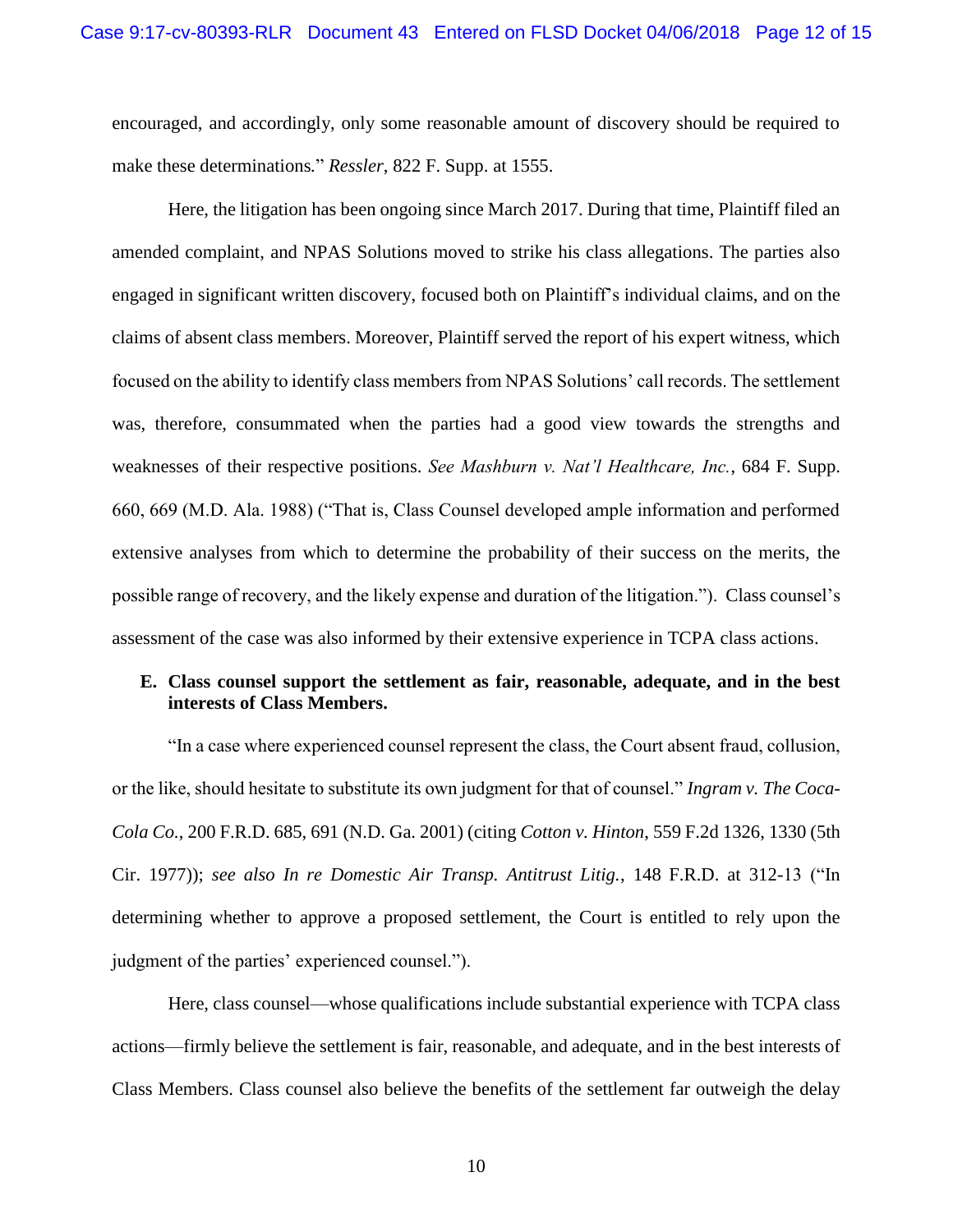encouraged, and accordingly, only some reasonable amount of discovery should be required to make these determinations." *Ressler*, 822 F. Supp. at 1555.

Here, the litigation has been ongoing since March 2017. During that time, Plaintiff filed an amended complaint, and NPAS Solutions moved to strike his class allegations. The parties also engaged in significant written discovery, focused both on Plaintiff's individual claims, and on the claims of absent class members. Moreover, Plaintiff served the report of his expert witness, which focused on the ability to identify class members from NPAS Solutions' call records. The settlement was, therefore, consummated when the parties had a good view towards the strengths and weaknesses of their respective positions. *See Mashburn v. Nat'l Healthcare, Inc.*, 684 F. Supp. 660, 669 (M.D. Ala. 1988) ("That is, Class Counsel developed ample information and performed extensive analyses from which to determine the probability of their success on the merits, the possible range of recovery, and the likely expense and duration of the litigation."). Class counsel's assessment of the case was also informed by their extensive experience in TCPA class actions.

**E. Class counsel support the settlement as fair, reasonable, adequate, and in the best interests of Class Members.**

"In a case where experienced counsel represent the class, the Court absent fraud, collusion, or the like, should hesitate to substitute its own judgment for that of counsel." *Ingram v. The Coca-Cola Co.*, 200 F.R.D. 685, 691 (N.D. Ga. 2001) (citing *Cotton v. Hinton*, 559 F.2d 1326, 1330 (5th Cir. 1977)); *see also In re Domestic Air Transp. Antitrust Litig.*, 148 F.R.D. at 312-13 ("In determining whether to approve a proposed settlement, the Court is entitled to rely upon the judgment of the parties' experienced counsel.").

Here, class counsel—whose qualifications include substantial experience with TCPA class actions—firmly believe the settlement is fair, reasonable, and adequate, and in the best interests of Class Members. Class counsel also believe the benefits of the settlement far outweigh the delay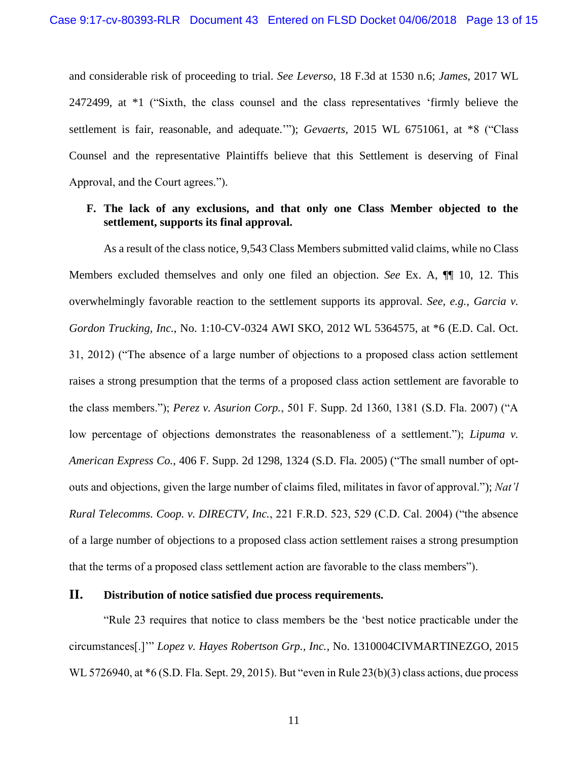and considerable risk of proceeding to trial. *See Leverso*, 18 F.3d at 1530 n.6; *James*, 2017 WL 2472499, at *1 ("Sixth, the class counsel and the class representatives 'firmly believe the settlement is fair, reasonable, and adequate.'"); *Gevaerts*, 2015 WL 6751061, at *8 ("Class Counsel and the representative Plaintiffs believe that this Settlement is deserving of Final Approval, and the Court agrees.").

**F. The lack of any exclusions, and that only one Class Member objected to the settlement, supports its final approval.**

As a result of the class notice, 9,543 Class Members submitted valid claims, while no Class Members excluded themselves and only one filed an objection. *See* Ex. A, ¶¶ 10, 12. This overwhelmingly favorable reaction to the settlement supports its approval. *See, e.g.*, *Garcia v. Gordon Trucking, Inc.*, No. 1:10-CV-0324 AWI SKO, 2012 WL 5364575, at *6 (E.D. Cal. Oct. 31, 2012) ("The absence of a large number of objections to a proposed class action settlement raises a strong presumption that the terms of a proposed class action settlement are favorable to the class members."); *Perez v. Asurion Corp.*, 501 F. Supp. 2d 1360, 1381 (S.D. Fla. 2007) ("A low percentage of objections demonstrates the reasonableness of a settlement."); *Lipuma v. American Express Co.*, 406 F. Supp. 2d 1298, 1324 (S.D. Fla. 2005) ("The small number of opt-outs and objections, given the large number of claims filed, militates in favor of approval."); *Nat'l Rural Telecomms. Coop. v. DIRECTV, Inc.*, 221 F.R.D. 523, 529 (C.D. Cal. 2004) ("the absence of a large number of objections to a proposed class action settlement raises a strong presumption that the terms of a proposed class settlement action are favorable to the class members").

## II. Distribution of notice satisfied due process requirements.

"Rule 23 requires that notice to class members be the 'best notice practicable under the circumstances[.]'" *Lopez v. Hayes Robertson Grp., Inc.*, No. 1310004CIVMARTINEZGO, 2015 WL 5726940, at *6 (S.D. Fla. Sept. 29, 2015). But "even in Rule 23(b)(3) class actions, due process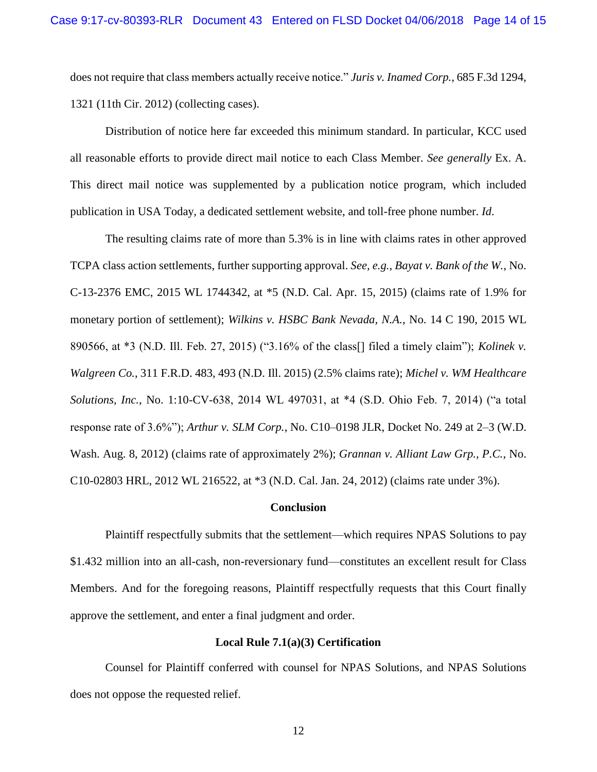does not require that class members actually receive notice." *Juris v. Inamed Corp.*, 685 F.3d 1294, 1321 (11th Cir. 2012) (collecting cases).

Distribution of notice here far exceeded this minimum standard. In particular, KCC used all reasonable efforts to provide direct mail notice to each Class Member. *See generally* Ex. A. This direct mail notice was supplemented by a publication notice program, which included publication in USA Today, a dedicated settlement website, and toll-free phone number. *Id*.

The resulting claims rate of more than 5.3% is in line with claims rates in other approved TCPA class action settlements, further supporting approval. *See, e.g.*, *Bayat v. Bank of the W.*, No. C-13-2376 EMC, 2015 WL 1744342, at *5 (N.D. Cal. Apr. 15, 2015) (claims rate of 1.9% for monetary portion of settlement); *Wilkins v. HSBC Bank Nevada, N.A.*, No. 14 C 190, 2015 WL 890566, at *3 (N.D. Ill. Feb. 27, 2015) ("3.16% of the class[] filed a timely claim"); *Kolinek v. Walgreen Co.*, 311 F.R.D. 483, 493 (N.D. Ill. 2015) (2.5% claims rate); *Michel v. WM Healthcare Solutions, Inc.*, No. 1:10-CV-638, 2014 WL 497031, at *4 (S.D. Ohio Feb. 7, 2014) ("a total response rate of 3.6%"); *Arthur v. SLM Corp.*, No. C10–0198 JLR, Docket No. 249 at 2–3 (W.D. Wash. Aug. 8, 2012) (claims rate of approximately 2%); *Grannan v. Alliant Law Grp., P.C.*, No. C10-02803 HRL, 2012 WL 216522, at *3 (N.D. Cal. Jan. 24, 2012) (claims rate under 3%).

**Conclusion**

Plaintiff respectfully submits that the settlement—which requires NPAS Solutions to pay $1.432 million into an all-cash, non-reversionary fund—constitutes an excellent result for Class Members. And for the foregoing reasons, Plaintiff respectfully requests that this Court finally approve the settlement, and enter a final judgment and order.

**Local Rule 7.1(a)(3) Certification**

Counsel for Plaintiff conferred with counsel for NPAS Solutions, and NPAS Solutions does not oppose the requested relief.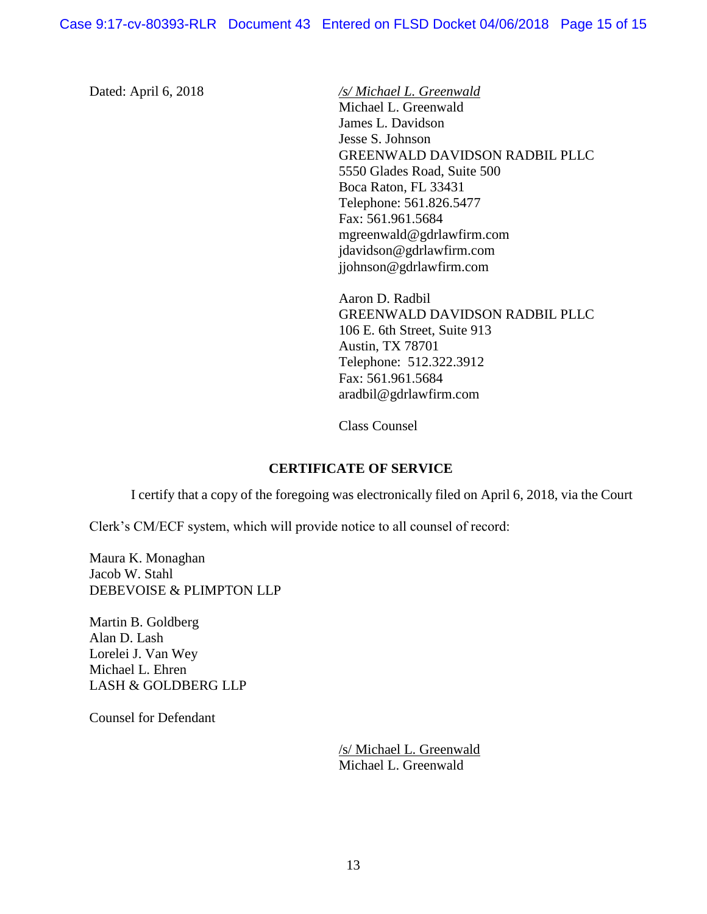Dated: April 6, 2018

*<u>/s/ Michael L. Greenwald</u>*
Michael L. Greenwald
James L. Davidson
Jesse S. Johnson
GREENWALD DAVIDSON RADBIL PLLC
5550 Glades Road, Suite 500
Boca Raton, FL 33431
Telephone: 561.826.5477
Fax: 561.961.5684
mgreenwald@gdrlawfirm.com
jdavidson@gdrlawfirm.com
jjohnson@gdrlawfirm.com

Aaron D. Radbil
GREENWALD DAVIDSON RADBIL PLLC
106 E. 6th Street, Suite 913
Austin, TX 78701
Telephone: 512.322.3912
Fax: 561.961.5684
aradbil@gdrlawfirm.com

Class Counsel

## CERTIFICATE OF SERVICE

I certify that a copy of the foregoing was electronically filed on April 6, 2018, via the Court Clerk's CM/ECF system, which will provide notice to all counsel of record:

Maura K. Monaghan
Jacob W. Stahl
DEBEVOISE & PLIMPTON LLP

Martin B. Goldberg
Alan D. Lash
Lorelei J. Van Wey
Michael L. Ehren
LASH & GOLDBERG LLP

Counsel for Defendant

<u>/s/ Michael L. Greenwald</u>
Michael L. Greenwald